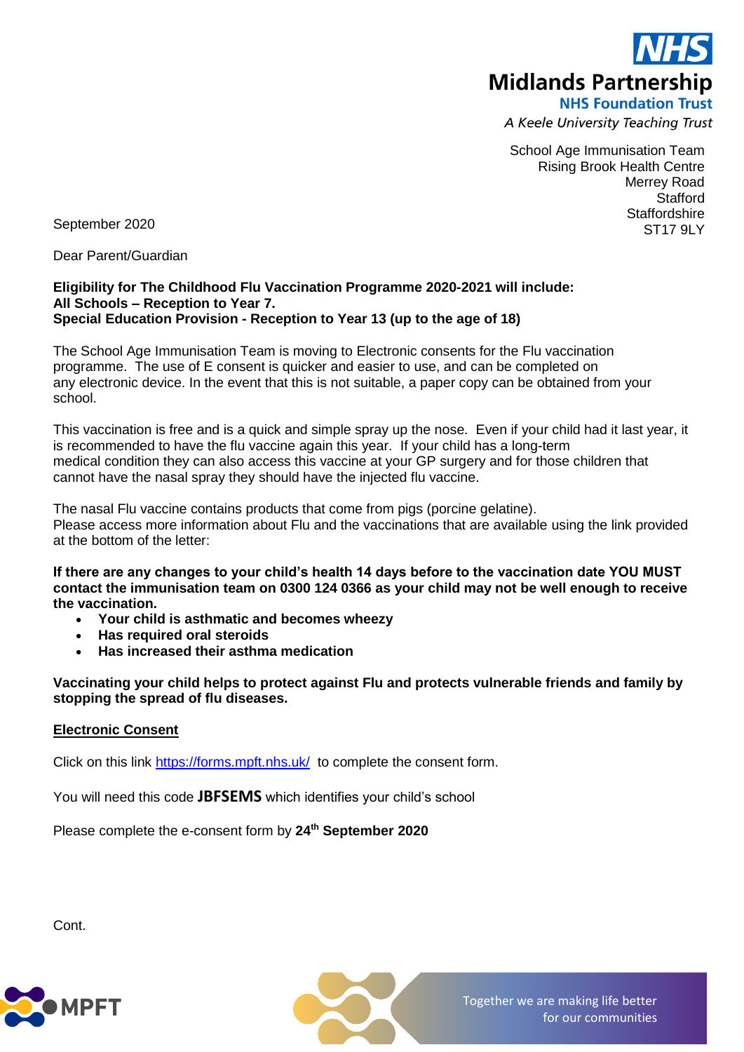NHS
**Midlands Partnership**
**NHS Foundation Trust**
*A Keele University Teaching Trust*

School Age Immunisation Team
Rising Brook Health Centre
Merrey Road
Stafford
Staffordshire
ST17 9LY

September 2020

Dear Parent/Guardian

**Eligibility for The Childhood Flu Vaccination Programme 2020-2021 will include:**
**All Schools – Reception to Year 7.**
**Special Education Provision - Reception to Year 13 (up to the age of 18)**

The School Age Immunisation Team is moving to Electronic consents for the Flu vaccination programme. The use of E consent is quicker and easier to use, and can be completed on any electronic device. In the event that this is not suitable, a paper copy can be obtained from your school.

This vaccination is free and is a quick and simple spray up the nose. Even if your child had it last year, it is recommended to have the flu vaccine again this year. If your child has a long-term medical condition they can also access this vaccine at your GP surgery and for those children that cannot have the nasal spray they should have the injected flu vaccine.

The nasal Flu vaccine contains products that come from pigs (porcine gelatine).
Please access more information about Flu and the vaccinations that are available using the link provided at the bottom of the letter:

**If there are any changes to your child's health 14 days before to the vaccination date YOU MUST contact the immunisation team on 0300 124 0366 as your child may not be well enough to receive the vaccination.**

- **Your child is asthmatic and becomes wheezy**
- **Has required oral steroids**
- **Has increased their asthma medication**

**Vaccinating your child helps to protect against Flu and protects vulnerable friends and family by stopping the spread of flu diseases.**

**Electronic Consent**

Click on this link https://forms.mpft.nhs.uk/ to complete the consent form.

You will need this code **JBFSEMS** which identifies your child's school

Please complete the e-consent form by **24th September 2020**

Cont.

MPFT

Together we are making life better for our communities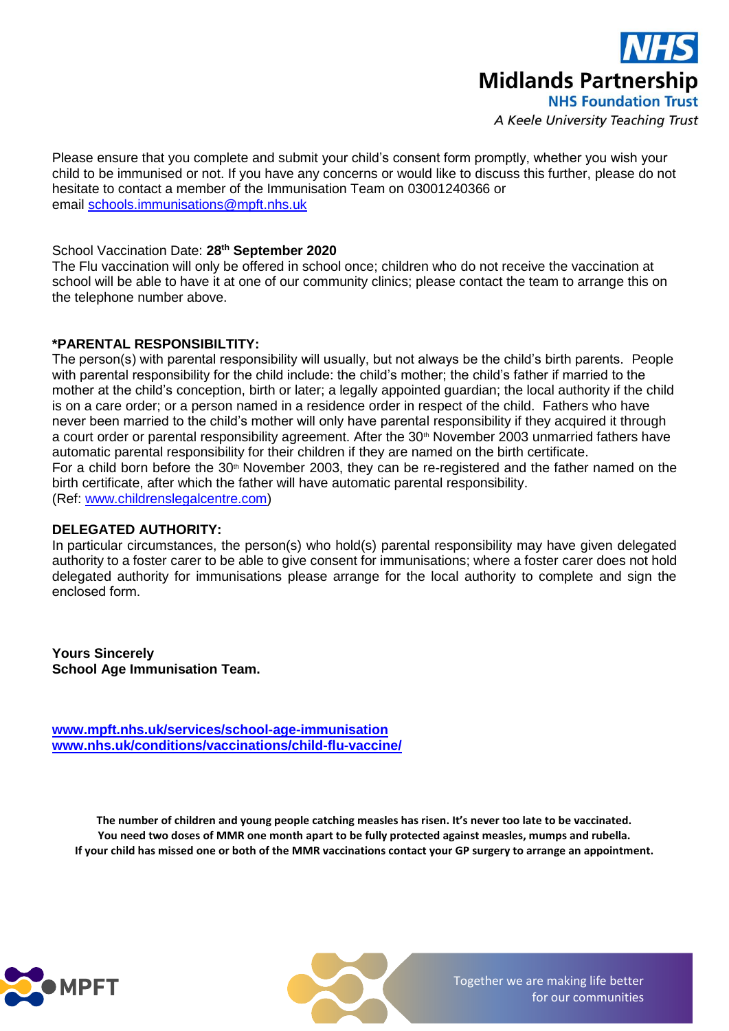Please ensure that you complete and submit your child's consent form promptly, whether you wish your child to be immunised or not. If you have any concerns or would like to discuss this further, please do not hesitate to contact a member of the Immunisation Team on 03001240366 or email schools.immunisations@mpft.nhs.uk

School Vaccination Date: **28th September 2020**
The Flu vaccination will only be offered in school once; children who do not receive the vaccination at school will be able to have it at one of our community clinics; please contact the team to arrange this on the telephone number above.

**\*PARENTAL RESPONSIBILTITY:**
The person(s) with parental responsibility will usually, but not always be the child's birth parents. People with parental responsibility for the child include: the child's mother; the child's father if married to the mother at the child's conception, birth or later; a legally appointed guardian; the local authority if the child is on a care order; or a person named in a residence order in respect of the child. Fathers who have never been married to the child's mother will only have parental responsibility if they acquired it through a court order or parental responsibility agreement. After the 30th November 2003 unmarried fathers have automatic parental responsibility for their children if they are named on the birth certificate.
For a child born before the 30th November 2003, they can be re-registered and the father named on the birth certificate, after which the father will have automatic parental responsibility.
(Ref: www.childrenslegalcentre.com)

**DELEGATED AUTHORITY:**
In particular circumstances, the person(s) who hold(s) parental responsibility may have given delegated authority to a foster carer to be able to give consent for immunisations; where a foster carer does not hold delegated authority for immunisations please arrange for the local authority to complete and sign the enclosed form.

**Yours Sincerely**
**School Age Immunisation Team.**

**www.mpft.nhs.uk/services/school-age-immunisation**
**www.nhs.uk/conditions/vaccinations/child-flu-vaccine/**

**The number of children and young people catching measles has risen. It's never too late to be vaccinated.**
**You need two doses of MMR one month apart to be fully protected against measles, mumps and rubella.**
**If your child has missed one or both of the MMR vaccinations contact your GP surgery to arrange an appointment.**